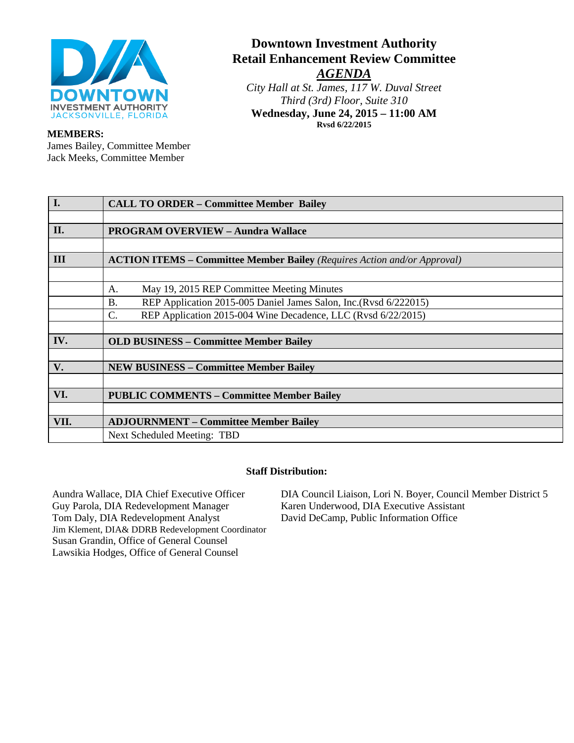# Downtown Investment Authority
## Retail Enhancement Review Committee
### *AGENDA*

*City Hall at St. James, 117 W. Duval Street*
*Third (3rd) Floor, Suite 310*
**Wednesday, June 24, 2015 – 11:00 AM**
**Rvsd 6/22/2015**

**MEMBERS:**
James Bailey, Committee Member
Jack Meeks, Committee Member

| | |
|---|---|
| **I.** | **CALL TO ORDER – Committee Member Bailey** |
| | |
| **II.** | **PROGRAM OVERVIEW – Aundra Wallace** |
| | |
| **III** | **ACTION ITEMS – Committee Member Bailey** *(Requires Action and/or Approval)* |
| | |
| | A. May 19, 2015 REP Committee Meeting Minutes |
| | B. REP Application 2015-005 Daniel James Salon, Inc.(Rvsd 6/222015) |
| | C. REP Application 2015-004 Wine Decadence, LLC (Rvsd 6/22/2015) |
| | |
| **IV.** | **OLD BUSINESS – Committee Member Bailey** |
| | |
| **V.** | **NEW BUSINESS – Committee Member Bailey** |
| | |
| **VI.** | **PUBLIC COMMENTS – Committee Member Bailey** |
| | |
| **VII.** | **ADJOURNMENT – Committee Member Bailey** |
| | Next Scheduled Meeting: TBD |

**Staff Distribution:**

Aundra Wallace, DIA Chief Executive Officer
Guy Parola, DIA Redevelopment Manager
Tom Daly, DIA Redevelopment Analyst
Jim Klement, DIA& DDRB Redevelopment Coordinator
Susan Grandin, Office of General Counsel
Lawsikia Hodges, Office of General Counsel

DIA Council Liaison, Lori N. Boyer, Council Member District 5
Karen Underwood, DIA Executive Assistant
David DeCamp, Public Information Office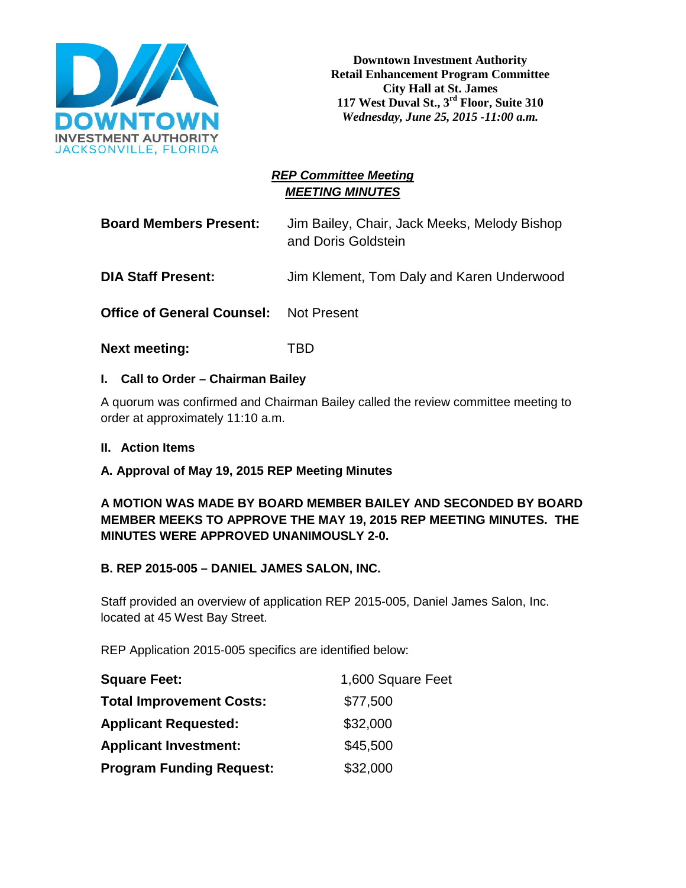**Downtown Investment Authority**
**Retail Enhancement Program Committee**
**City Hall at St. James**
**117 West Duval St., 3rd Floor, Suite 310**
***Wednesday, June 25, 2015 -11:00 a.m.***

## ***REP Committee Meeting***
## ***MEETING MINUTES***

| | |
|---|---|
| **Board Members Present:** | Jim Bailey, Chair, Jack Meeks, Melody Bishop and Doris Goldstein |
| **DIA Staff Present:** | Jim Klement, Tom Daly and Karen Underwood |
| **Office of General Counsel:** | Not Present |
| **Next meeting:** | TBD |

### I. Call to Order – Chairman Bailey

A quorum was confirmed and Chairman Bailey called the review committee meeting to order at approximately 11:10 a.m.

### II. Action Items

### A. Approval of May 19, 2015 REP Meeting Minutes

**A MOTION WAS MADE BY BOARD MEMBER BAILEY AND SECONDED BY BOARD MEMBER MEEKS TO APPROVE THE MAY 19, 2015 REP MEETING MINUTES. THE MINUTES WERE APPROVED UNANIMOUSLY 2-0.**

### B. REP 2015-005 – DANIEL JAMES SALON, INC.

Staff provided an overview of application REP 2015-005, Daniel James Salon, Inc. located at 45 West Bay Street.

REP Application 2015-005 specifics are identified below:

| | |
|---|---|
| **Square Feet:** | 1,600 Square Feet |
| **Total Improvement Costs:** | $77,500 |
| **Applicant Requested:** | $32,000 |
| **Applicant Investment:** | $45,500 |
| **Program Funding Request:** | $32,000 |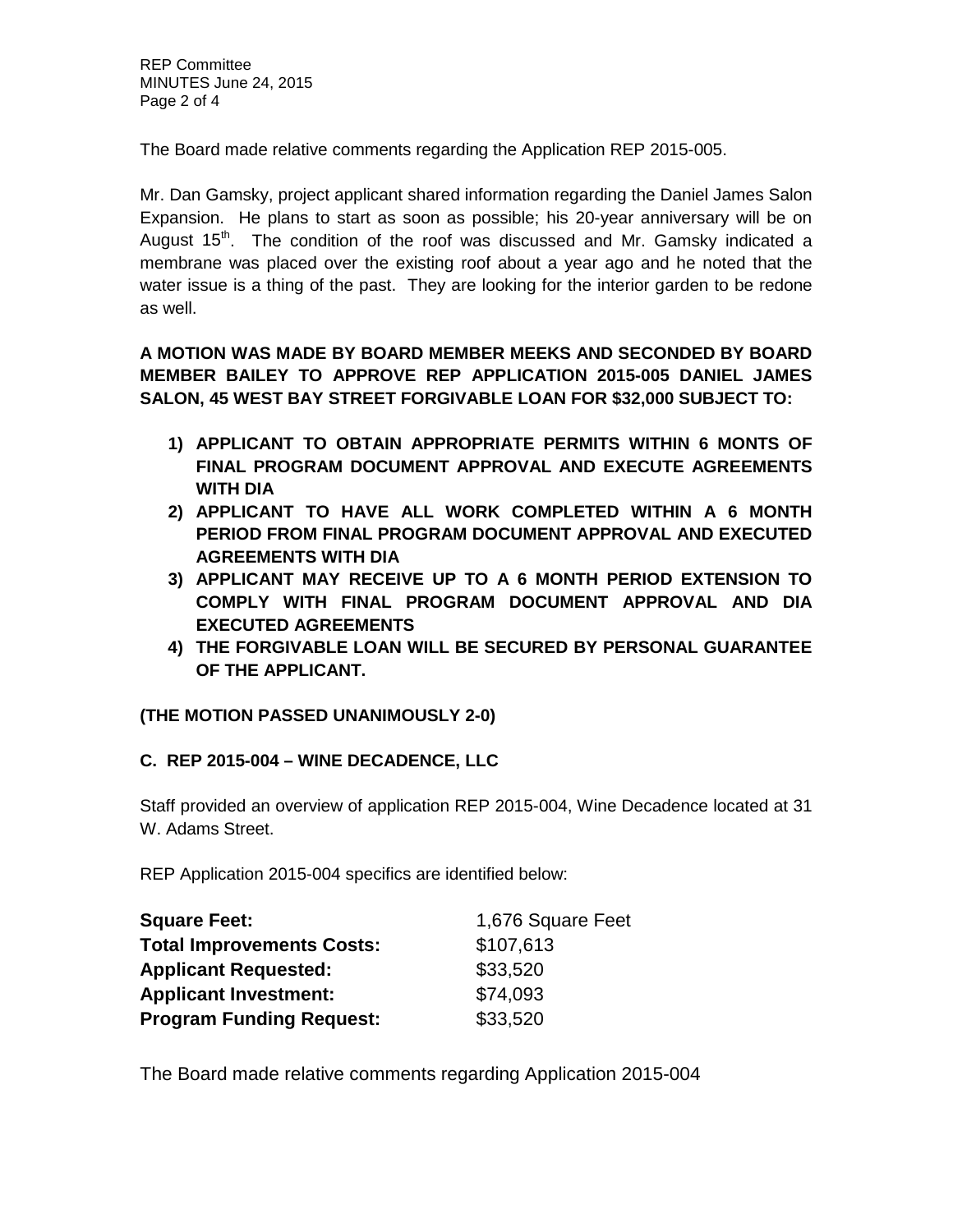The Board made relative comments regarding the Application REP 2015-005.

Mr. Dan Gamsky, project applicant shared information regarding the Daniel James Salon Expansion. He plans to start as soon as possible; his 20-year anniversary will be on August 15th. The condition of the roof was discussed and Mr. Gamsky indicated a membrane was placed over the existing roof about a year ago and he noted that the water issue is a thing of the past. They are looking for the interior garden to be redone as well.

**A MOTION WAS MADE BY BOARD MEMBER MEEKS AND SECONDED BY BOARD MEMBER BAILEY TO APPROVE REP APPLICATION 2015-005 DANIEL JAMES SALON, 45 WEST BAY STREET FORGIVABLE LOAN FOR $32,000 SUBJECT TO:**

1) **APPLICANT TO OBTAIN APPROPRIATE PERMITS WITHIN 6 MONTS OF FINAL PROGRAM DOCUMENT APPROVAL AND EXECUTE AGREEMENTS WITH DIA**
2) **APPLICANT TO HAVE ALL WORK COMPLETED WITHIN A 6 MONTH PERIOD FROM FINAL PROGRAM DOCUMENT APPROVAL AND EXECUTED AGREEMENTS WITH DIA**
3) **APPLICANT MAY RECEIVE UP TO A 6 MONTH PERIOD EXTENSION TO COMPLY WITH FINAL PROGRAM DOCUMENT APPROVAL AND DIA EXECUTED AGREEMENTS**
4) **THE FORGIVABLE LOAN WILL BE SECURED BY PERSONAL GUARANTEE OF THE APPLICANT.**

**(THE MOTION PASSED UNANIMOUSLY 2-0)**

**C. REP 2015-004 – WINE DECADENCE, LLC**

Staff provided an overview of application REP 2015-004, Wine Decadence located at 31 W. Adams Street.

REP Application 2015-004 specifics are identified below:

| | |
|---|---|
| **Square Feet:** | 1,676 Square Feet |
| **Total Improvements Costs:** | $107,613 |
| **Applicant Requested:** | $33,520 |
| **Applicant Investment:** | $74,093 |
| **Program Funding Request:** | $33,520 |

The Board made relative comments regarding Application 2015-004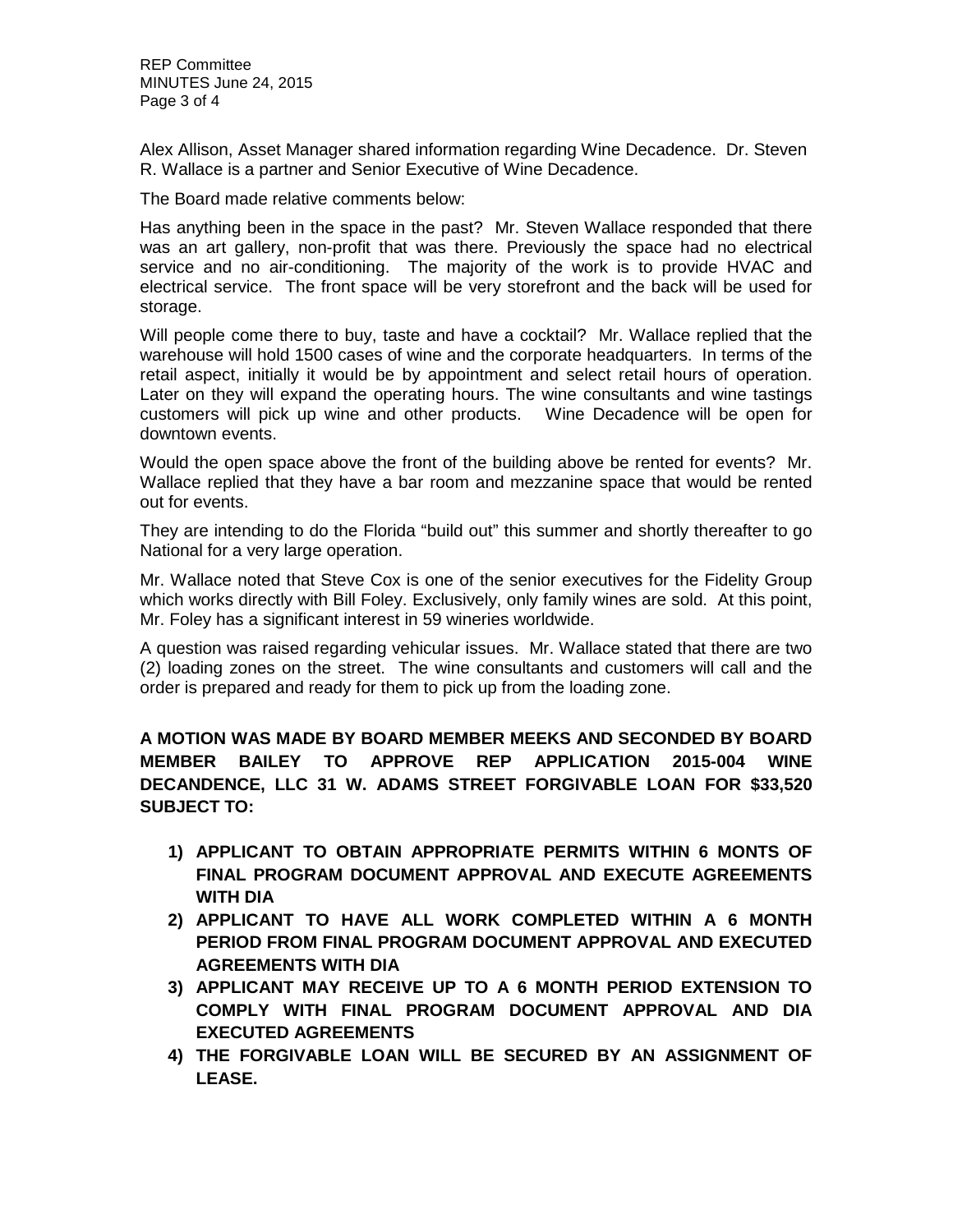Alex Allison, Asset Manager shared information regarding Wine Decadence. Dr. Steven R. Wallace is a partner and Senior Executive of Wine Decadence.

The Board made relative comments below:

Has anything been in the space in the past? Mr. Steven Wallace responded that there was an art gallery, non-profit that was there. Previously the space had no electrical service and no air-conditioning. The majority of the work is to provide HVAC and electrical service. The front space will be very storefront and the back will be used for storage.

Will people come there to buy, taste and have a cocktail? Mr. Wallace replied that the warehouse will hold 1500 cases of wine and the corporate headquarters. In terms of the retail aspect, initially it would be by appointment and select retail hours of operation. Later on they will expand the operating hours. The wine consultants and wine tastings customers will pick up wine and other products. Wine Decadence will be open for downtown events.

Would the open space above the front of the building above be rented for events? Mr. Wallace replied that they have a bar room and mezzanine space that would be rented out for events.

They are intending to do the Florida "build out" this summer and shortly thereafter to go National for a very large operation.

Mr. Wallace noted that Steve Cox is one of the senior executives for the Fidelity Group which works directly with Bill Foley. Exclusively, only family wines are sold. At this point, Mr. Foley has a significant interest in 59 wineries worldwide.

A question was raised regarding vehicular issues. Mr. Wallace stated that there are two (2) loading zones on the street. The wine consultants and customers will call and the order is prepared and ready for them to pick up from the loading zone.

**A MOTION WAS MADE BY BOARD MEMBER MEEKS AND SECONDED BY BOARD MEMBER BAILEY TO APPROVE REP APPLICATION 2015-004 WINE DECANDENCE, LLC 31 W. ADAMS STREET FORGIVABLE LOAN FOR $33,520 SUBJECT TO:**

1) **APPLICANT TO OBTAIN APPROPRIATE PERMITS WITHIN 6 MONTS OF FINAL PROGRAM DOCUMENT APPROVAL AND EXECUTE AGREEMENTS WITH DIA**
2) **APPLICANT TO HAVE ALL WORK COMPLETED WITHIN A 6 MONTH PERIOD FROM FINAL PROGRAM DOCUMENT APPROVAL AND EXECUTED AGREEMENTS WITH DIA**
3) **APPLICANT MAY RECEIVE UP TO A 6 MONTH PERIOD EXTENSION TO COMPLY WITH FINAL PROGRAM DOCUMENT APPROVAL AND DIA EXECUTED AGREEMENTS**
4) **THE FORGIVABLE LOAN WILL BE SECURED BY AN ASSIGNMENT OF LEASE.**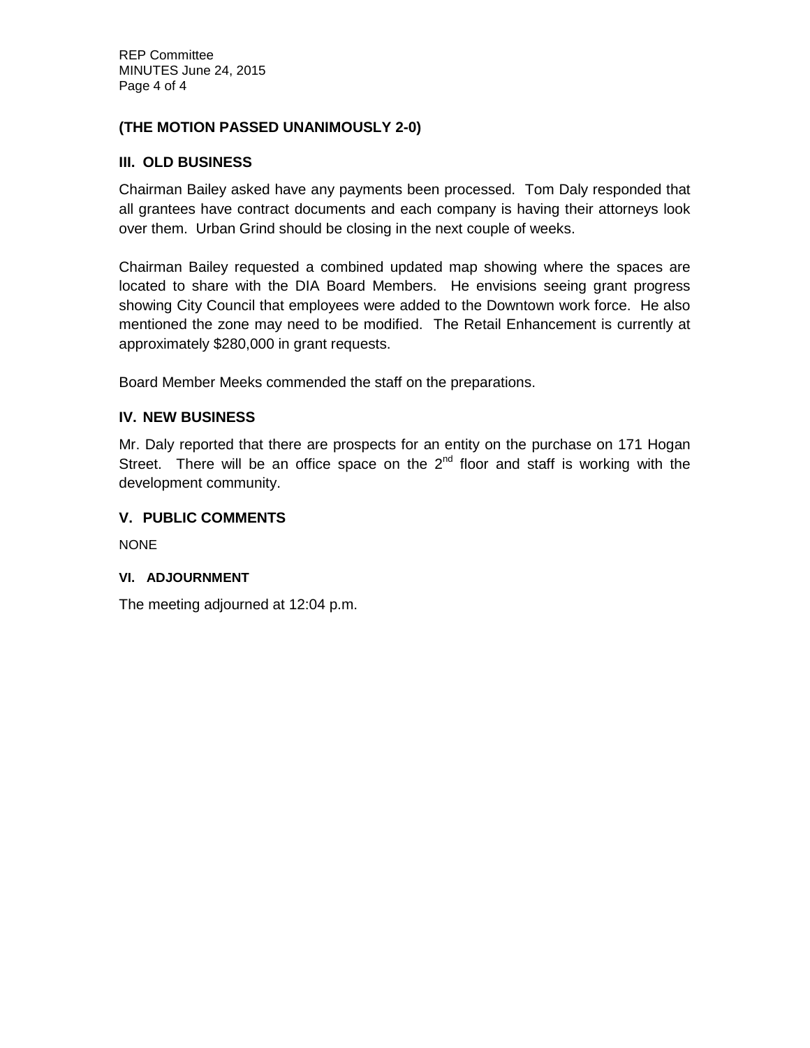**(THE MOTION PASSED UNANIMOUSLY 2-0)**

## III. OLD BUSINESS

Chairman Bailey asked have any payments been processed. Tom Daly responded that all grantees have contract documents and each company is having their attorneys look over them. Urban Grind should be closing in the next couple of weeks.

Chairman Bailey requested a combined updated map showing where the spaces are located to share with the DIA Board Members. He envisions seeing grant progress showing City Council that employees were added to the Downtown work force. He also mentioned the zone may need to be modified. The Retail Enhancement is currently at approximately $280,000 in grant requests.

Board Member Meeks commended the staff on the preparations.

## IV. NEW BUSINESS

Mr. Daly reported that there are prospects for an entity on the purchase on 171 Hogan Street. There will be an office space on the 2nd floor and staff is working with the development community.

## V. PUBLIC COMMENTS

NONE

## VI. ADJOURNMENT

The meeting adjourned at 12:04 p.m.